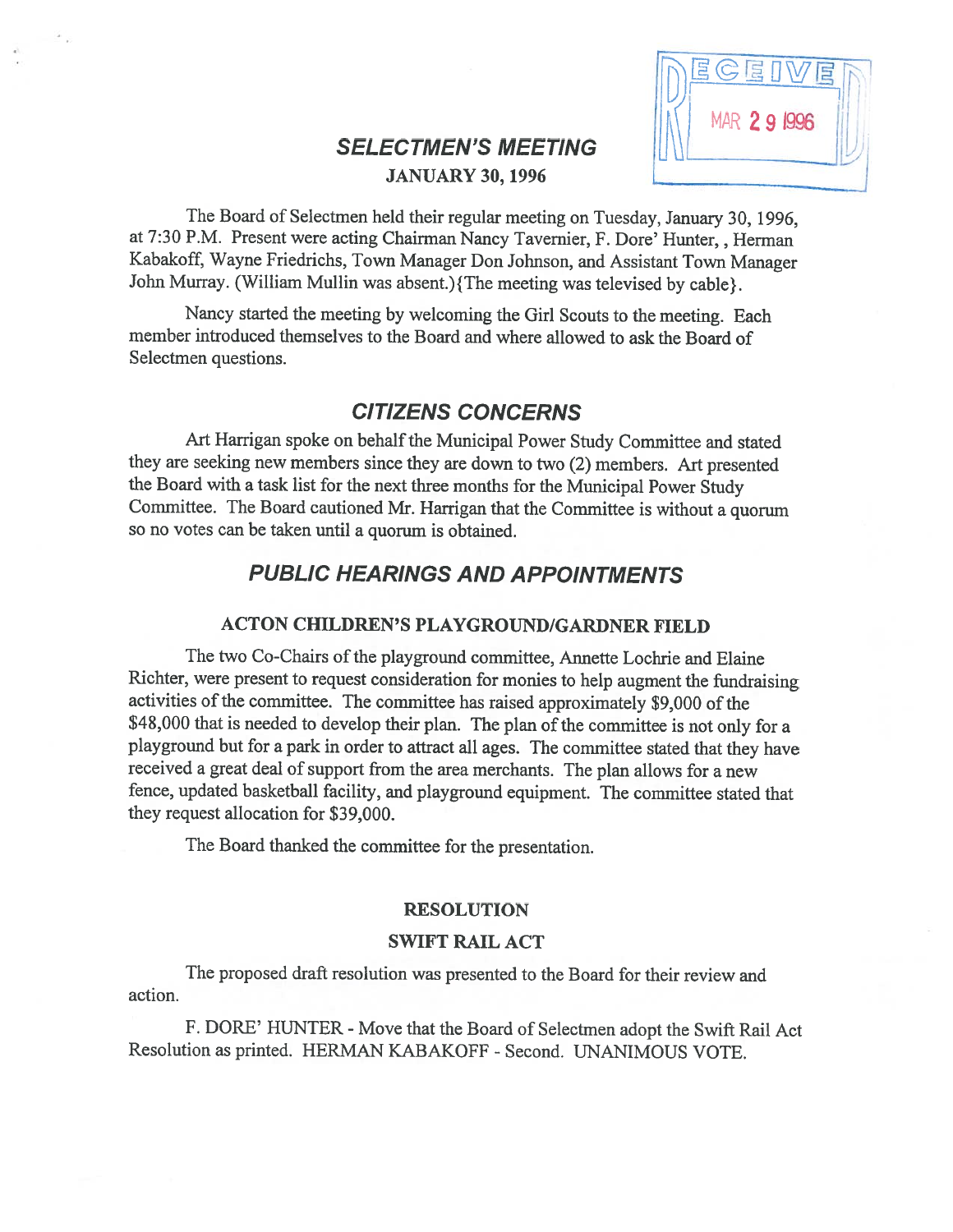RECEIVED
MAR 29 1996

# SELECTMEN'S MEETING

**JANUARY 30, 1996**

The Board of Selectmen held their regular meeting on Tuesday, January 30, 1996, at 7:30 P.M. Present were acting Chairman Nancy Tavernier, F. Dore' Hunter, , Herman Kabakoff, Wayne Friedrichs, Town Manager Don Johnson, and Assistant Town Manager John Murray. (William Mullin was absent.){The meeting was televised by cable}.

Nancy started the meeting by welcoming the Girl Scouts to the meeting. Each member introduced themselves to the Board and where allowed to ask the Board of Selectmen questions.

## CITIZENS CONCERNS

Art Harrigan spoke on behalf the Municipal Power Study Committee and stated they are seeking new members since they are down to two (2) members. Art presented the Board with a task list for the next three months for the Municipal Power Study Committee. The Board cautioned Mr. Harrigan that the Committee is without a quorum so no votes can be taken until a quorum is obtained.

## PUBLIC HEARINGS AND APPOINTMENTS

### ACTON CHILDREN'S PLAYGROUND/GARDNER FIELD

The two Co-Chairs of the playground committee, Annette Lochrie and Elaine Richter, were present to request consideration for monies to help augment the fundraising activities of the committee. The committee has raised approximately $9,000 of the $48,000 that is needed to develop their plan. The plan of the committee is not only for a playground but for a park in order to attract all ages. The committee stated that they have received a great deal of support from the area merchants. The plan allows for a new fence, updated basketball facility, and playground equipment. The committee stated that they request allocation for $39,000.

The Board thanked the committee for the presentation.

### RESOLUTION

### SWIFT RAIL ACT

The proposed draft resolution was presented to the Board for their review and action.

F. DORE' HUNTER - Move that the Board of Selectmen adopt the Swift Rail Act Resolution as printed. HERMAN KABAKOFF - Second. UNANIMOUS VOTE.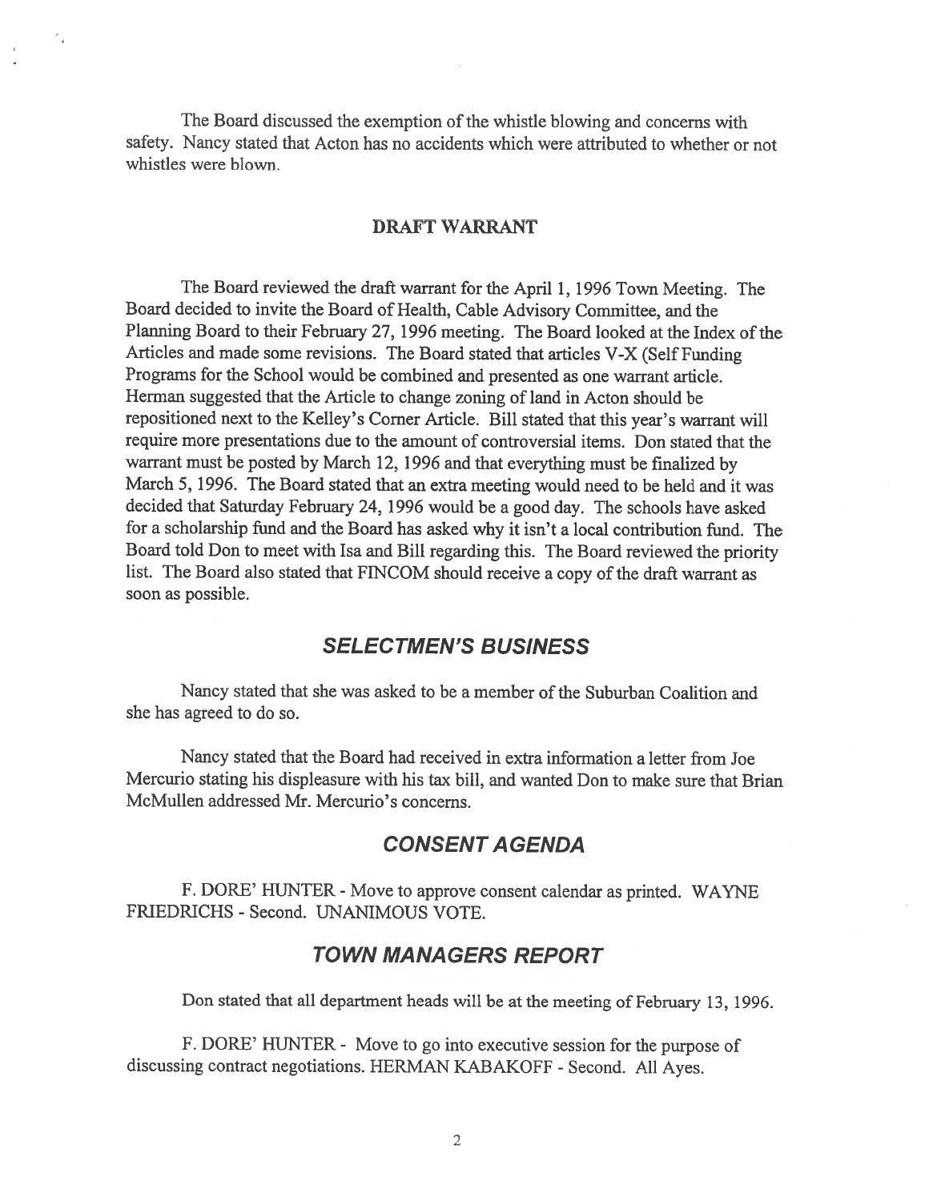The Board discussed the exemption of the whistle blowing and concerns with safety. Nancy stated that Acton has no accidents which were attributed to whether or not whistles were blown.

## DRAFT WARRANT

The Board reviewed the draft warrant for the April 1, 1996 Town Meeting. The Board decided to invite the Board of Health, Cable Advisory Committee, and the Planning Board to their February 27, 1996 meeting. The Board looked at the Index of the Articles and made some revisions. The Board stated that articles V-X (Self Funding Programs for the School would be combined and presented as one warrant article. Herman suggested that the Article to change zoning of land in Acton should be repositioned next to the Kelley's Corner Article. Bill stated that this year's warrant will require more presentations due to the amount of controversial items. Don stated that the warrant must be posted by March 12, 1996 and that everything must be finalized by March 5, 1996. The Board stated that an extra meeting would need to be held and it was decided that Saturday February 24, 1996 would be a good day. The schools have asked for a scholarship fund and the Board has asked why it isn't a local contribution fund. The Board told Don to meet with Isa and Bill regarding this. The Board reviewed the priority list. The Board also stated that FINCOM should receive a copy of the draft warrant as soon as possible.

## *SELECTMEN'S BUSINESS*

Nancy stated that she was asked to be a member of the Suburban Coalition and she has agreed to do so.

Nancy stated that the Board had received in extra information a letter from Joe Mercurio stating his displeasure with his tax bill, and wanted Don to make sure that Brian McMullen addressed Mr. Mercurio's concerns.

## *CONSENT AGENDA*

F. DORE' HUNTER - Move to approve consent calendar as printed. WAYNE FRIEDRICHS - Second. UNANIMOUS VOTE.

## *TOWN MANAGERS REPORT*

Don stated that all department heads will be at the meeting of February 13, 1996.

F. DORE' HUNTER - Move to go into executive session for the purpose of discussing contract negotiations. HERMAN KABAKOFF - Second. All Ayes.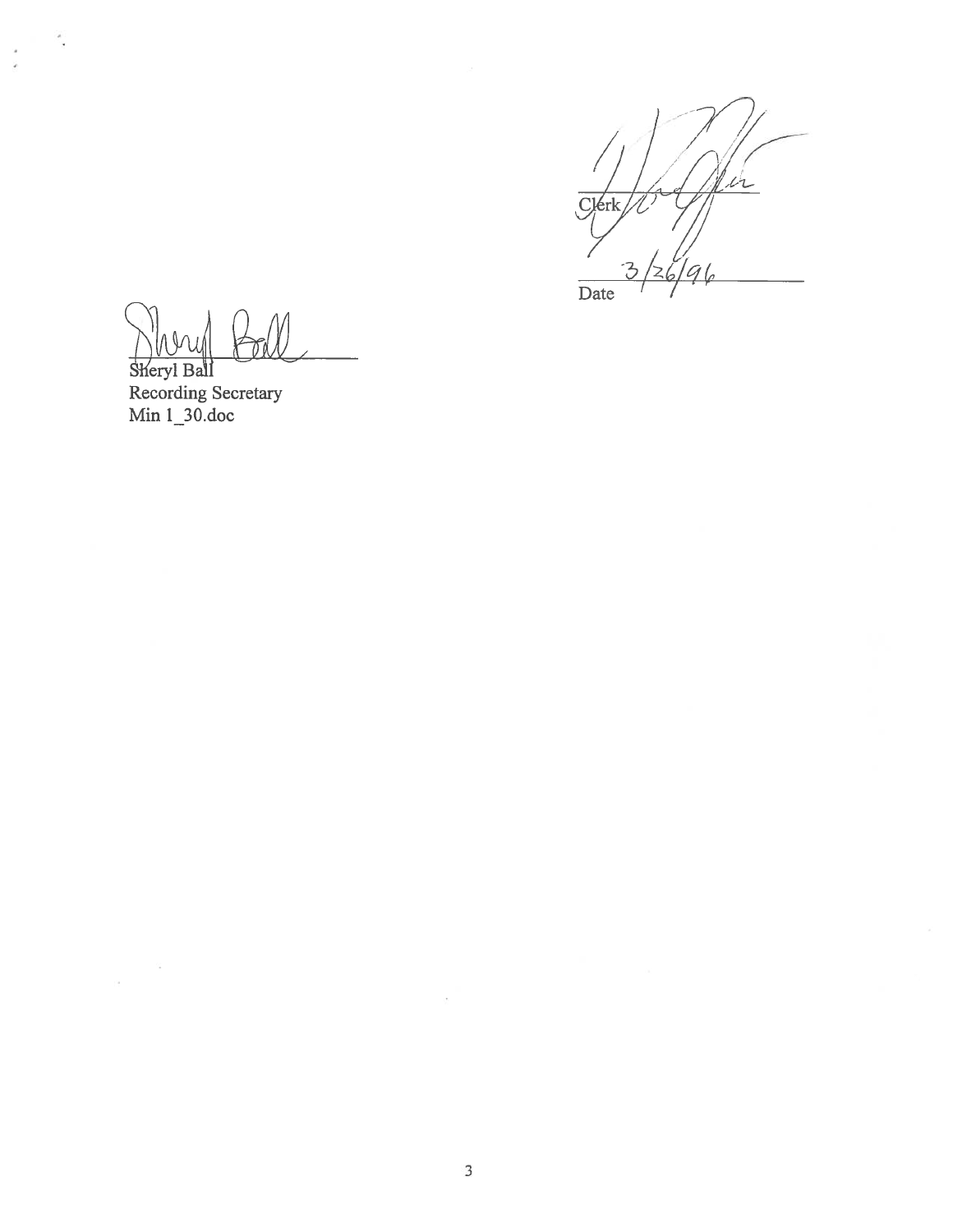Clerk

3/26/96

Date

Sheryl Ball

Recording Secretary

Min 1_30.doc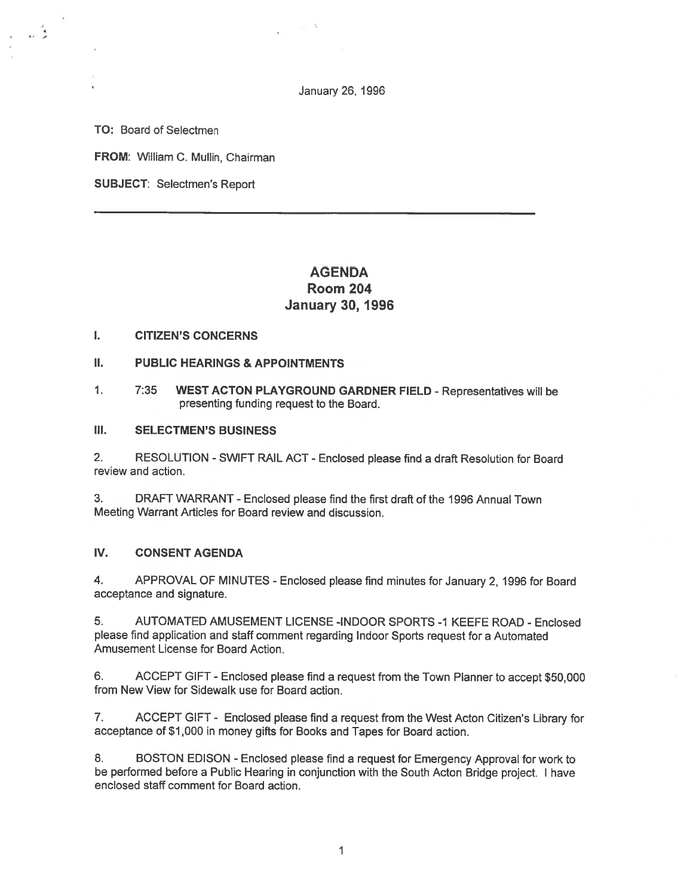January 26, 1996

**TO:** Board of Selectmen

**FROM:** William C. Mullin, Chairman

**SUBJECT:** Selectmen's Report

---

# AGENDA
## Room 204
## January 30, 1996

**I. CITIZEN'S CONCERNS**

**II. PUBLIC HEARINGS & APPOINTMENTS**

1. 7:35 **WEST ACTON PLAYGROUND GARDNER FIELD** - Representatives will be presenting funding request to the Board.

**III. SELECTMEN'S BUSINESS**

2. RESOLUTION - SWIFT RAIL ACT - Enclosed please find a draft Resolution for Board review and action.

3. DRAFT WARRANT - Enclosed please find the first draft of the 1996 Annual Town Meeting Warrant Articles for Board review and discussion.

**IV. CONSENT AGENDA**

4. APPROVAL OF MINUTES - Enclosed please find minutes for January 2, 1996 for Board acceptance and signature.

5. AUTOMATED AMUSEMENT LICENSE -INDOOR SPORTS -1 KEEFE ROAD - Enclosed please find application and staff comment regarding Indoor Sports request for a Automated Amusement License for Board Action.

6. ACCEPT GIFT - Enclosed please find a request from the Town Planner to accept $50,000 from New View for Sidewalk use for Board action.

7. ACCEPT GIFT - Enclosed please find a request from the West Acton Citizen's Library for acceptance of $1,000 in money gifts for Books and Tapes for Board action.

8. BOSTON EDISON - Enclosed please find a request for Emergency Approval for work to be performed before a Public Hearing in conjunction with the South Acton Bridge project. I have enclosed staff comment for Board action.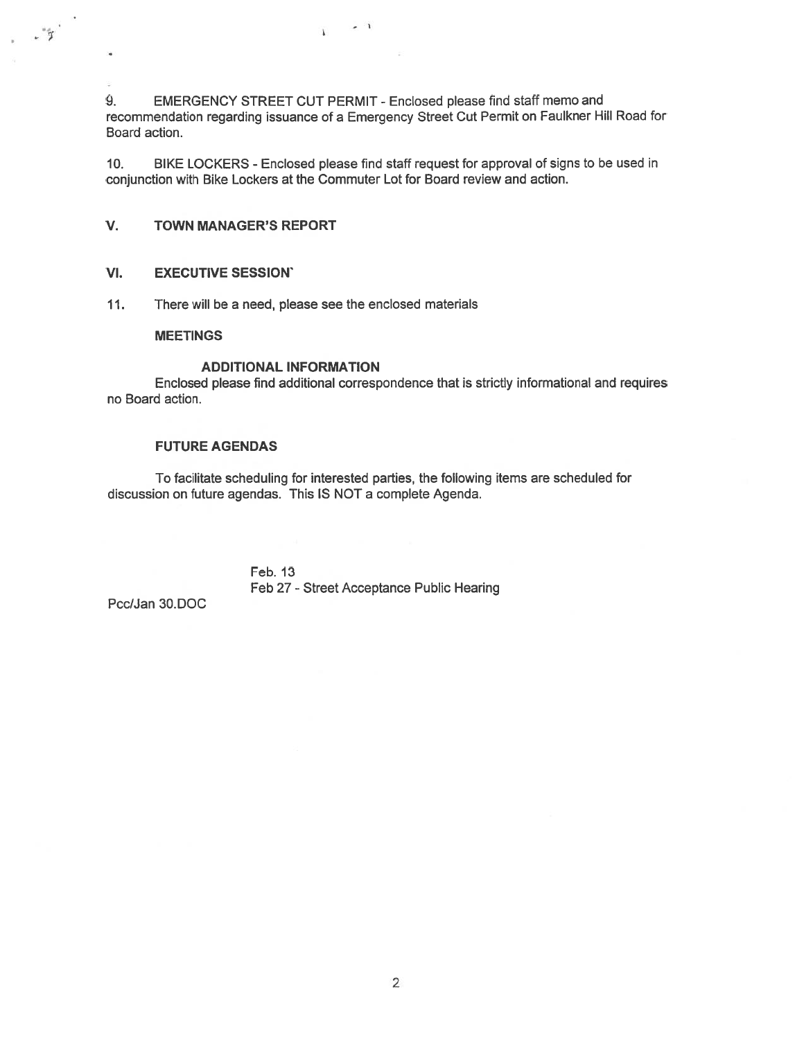9. EMERGENCY STREET CUT PERMIT - Enclosed please find staff memo and recommendation regarding issuance of a Emergency Street Cut Permit on Faulkner Hill Road for Board action.

10. BIKE LOCKERS - Enclosed please find staff request for approval of signs to be used in conjunction with Bike Lockers at the Commuter Lot for Board review and action.

## V. TOWN MANAGER'S REPORT

## VI. EXECUTIVE SESSION`

11. There will be a need, please see the enclosed materials

**MEETINGS**

**ADDITIONAL INFORMATION**

Enclosed please find additional correspondence that is strictly informational and requires no Board action.

**FUTURE AGENDAS**

To facilitate scheduling for interested parties, the following items are scheduled for discussion on future agendas. This IS NOT a complete Agenda.

Feb. 13

Feb 27 - Street Acceptance Public Hearing

Pcc/Jan 30.DOC